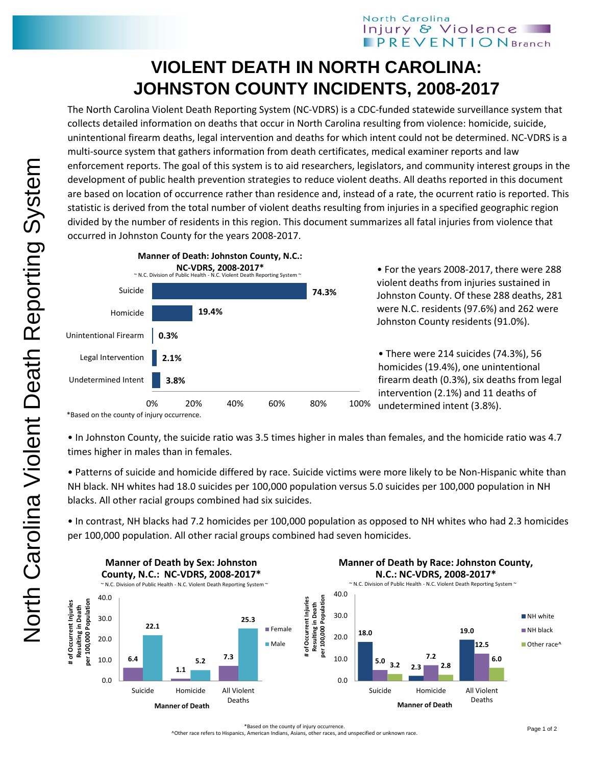North Carolina Injury & Violence PREVENTION Branch

# VIOLENT DEATH IN NORTH CAROLINA: JOHNSTON COUNTY INCIDENTS, 2008-2017

The North Carolina Violent Death Reporting System (NC-VDRS) is a CDC-funded statewide surveillance system that collects detailed information on deaths that occur in North Carolina resulting from violence: homicide, suicide, unintentional firearm deaths, legal intervention and deaths for which intent could not be determined. NC-VDRS is a multi-source system that gathers information from death certificates, medical examiner reports and law enforcement reports. The goal of this system is to aid researchers, legislators, and community interest groups in the development of public health prevention strategies to reduce violent deaths. All deaths reported in this document are based on location of occurrence rather than residence and, instead of a rate, the ocurrent ratio is reported. This statistic is derived from the total number of violent deaths resulting from injuries in a specified geographic region divided by the number of residents in this region. This document summarizes all fatal injuries from violence that occurred in Johnston County for the years 2008-2017.

**Manner of Death: Johnston County, N.C.: NC-VDRS, 2008-2017***

~ N.C. Division of Public Health - N.C. Violent Death Reporting System ~

| Manner of Death | Percent |
|---|---|
| Suicide | 74.3% |
| Homicide | 19.4% |
| Unintentional Firearm | 0.3% |
| Legal Intervention | 2.1% |
| Undetermined Intent | 3.8% |

*Based on the county of injury occurrence.

- For the years 2008-2017, there were 288 violent deaths from injuries sustained in Johnston County. Of these 288 deaths, 281 were N.C. residents (97.6%) and 262 were Johnston County residents (91.0%).

- There were 214 suicides (74.3%), 56 homicides (19.4%), one unintentional firearm death (0.3%), six deaths from legal intervention (2.1%) and 11 deaths of undetermined intent (3.8%).

- In Johnston County, the suicide ratio was 3.5 times higher in males than females, and the homicide ratio was 4.7 times higher in males than in females.

- Patterns of suicide and homicide differed by race. Suicide victims were more likely to be Non-Hispanic white than NH black. NH whites had 18.0 suicides per 100,000 population versus 5.0 suicides per 100,000 population in NH blacks. All other racial groups combined had six suicides.

- In contrast, NH blacks had 7.2 homicides per 100,000 population as opposed to NH whites who had 2.3 homicides per 100,000 population. All other racial groups combined had seven homicides.

**Manner of Death by Sex: Johnston County, N.C.: NC-VDRS, 2008-2017***

~ N.C. Division of Public Health - N.C. Violent Death Reporting System ~

# of Occurrent Injuries Resulting in Death per 100,000 Population

| Manner of Death | Female | Male |
|---|---|---|
| Suicide | 6.4 | 22.1 |
| Homicide | 1.1 | 5.2 |
| All Violent Deaths | 7.3 | 25.3 |

**Manner of Death by Race: Johnston County, N.C.: NC-VDRS, 2008-2017***

~ N.C. Division of Public Health - N.C. Violent Death Reporting System ~

# of Occurrent Injuries Resulting in Death per 100,000 Population

| Manner of Death | NH white | NH black | Other race^ |
|---|---|---|---|
| Suicide | 18.0 | 5.0 | 3.2 |
| Homicide | 2.3 | 7.2 | 2.8 |
| All Violent Deaths | 19.0 | 12.5 | 6.0 |

*Based on the county of injury occurrence.

^Other race refers to Hispanics, American Indians, Asians, other races, and unspecified or unknown race.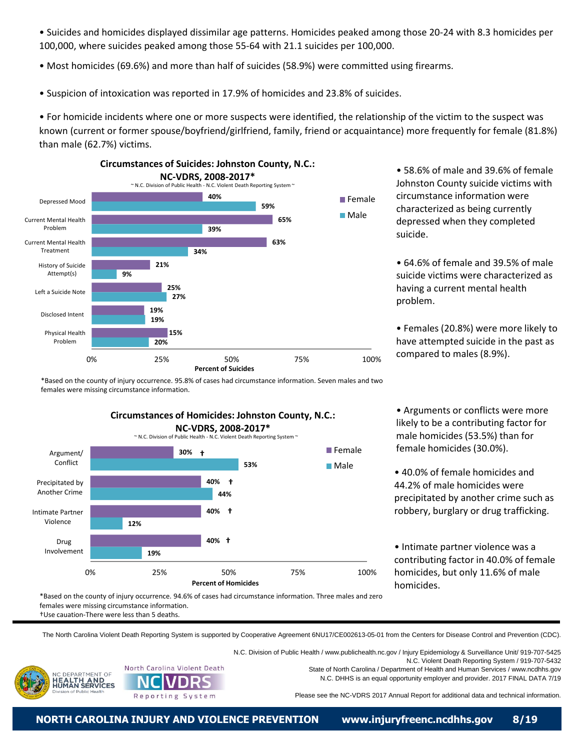• Suicides and homicides displayed dissimilar age patterns. Homicides peaked among those 20-24 with 8.3 homicides per 100,000, where suicides peaked among those 55-64 with 21.1 suicides per 100,000.

• Most homicides (69.6%) and more than half of suicides (58.9%) were committed using firearms.

• Suspicion of intoxication was reported in 17.9% of homicides and 23.8% of suicides.

• For homicide incidents where one or more suspects were identified, the relationship of the victim to the suspect was known (current or former spouse/boyfriend/girlfriend, family, friend or acquaintance) more frequently for female (81.8%) than male (62.7%) victims.

**Circumstances of Suicides: Johnston County, N.C.: NC-VDRS, 2008-2017***

~ N.C. Division of Public Health - N.C. Violent Death Reporting System ~

Female
Male

Depressed Mood: 40%, 59%
Current Mental Health Problem: 65%, 39%
Current Mental Health Treatment: 63%, 34%
History of Suicide Attempt(s): 21%, 9%
Left a Suicide Note: 25%, 27%
Disclosed Intent: 19%, 19%
Physical Health Problem: 15%, 20%

0% 25% 50% 75% 100%

Percent of Suicides

*Based on the county of injury occurrence. 95.8% of cases had circumstance information. Seven males and two females were missing circumstance information.

• 58.6% of male and 39.6% of female Johnston County suicide victims with circumstance information were characterized as being currently depressed when they completed suicide.

• 64.6% of female and 39.5% of male suicide victims were characterized as having a current mental health problem.

• Females (20.8%) were more likely to have attempted suicide in the past as compared to males (8.9%).

**Circumstances of Homicides: Johnston County, N.C.: NC-VDRS, 2008-2017***

~ N.C. Division of Public Health - N.C. Violent Death Reporting System ~

Female
Male

Argument/ Conflict: 30% †, 53%
Precipitated by Another Crime: 40% †, 44%
Intimate Partner Violence: 40% †, 12%
Drug Involvement: 40% †, 19%

0% 25% 50% 75% 100%

Percent of Homicides

*Based on the county of injury occurrence. 94.6% of cases had circumstance information. Three males and zero females were missing circumstance information.
†Use cauation-There were less than 5 deaths.

• Arguments or conflicts were more likely to be a contributing factor for male homicides (53.5%) than for female homicides (30.0%).

• 40.0% of female homicides and 44.2% of male homicides were precipitated by another crime such as robbery, burglary or drug trafficking.

• Intimate partner violence was a contributing factor in 40.0% of female homicides, but only 11.6% of male homicides.

The North Carolina Violent Death Reporting System is supported by Cooperative Agreement 6NU17/CE002613-05-01 from the Centers for Disease Control and Prevention (CDC).

N.C. Division of Public Health / www.publichealth.nc.gov / Injury Epidemiology & Surveillance Unit/ 919-707-5425
N.C. Violent Death Reporting System / 919-707-5432
State of North Carolina / Department of Health and Human Services / www.ncdhhs.gov
N.C. DHHS is an equal opportunity employer and provider. 2017 FINAL DATA 7/19

NC Department of Health and Human Services, Division of Public Health

North Carolina Violent Death NC VDRS Reporting System

Please see the NC-VDRS 2017 Annual Report for additional data and technical information.

**NORTH CAROLINA INJURY AND VIOLENCE PREVENTION www.injuryfreenc.ncdhhs.gov 8/19**